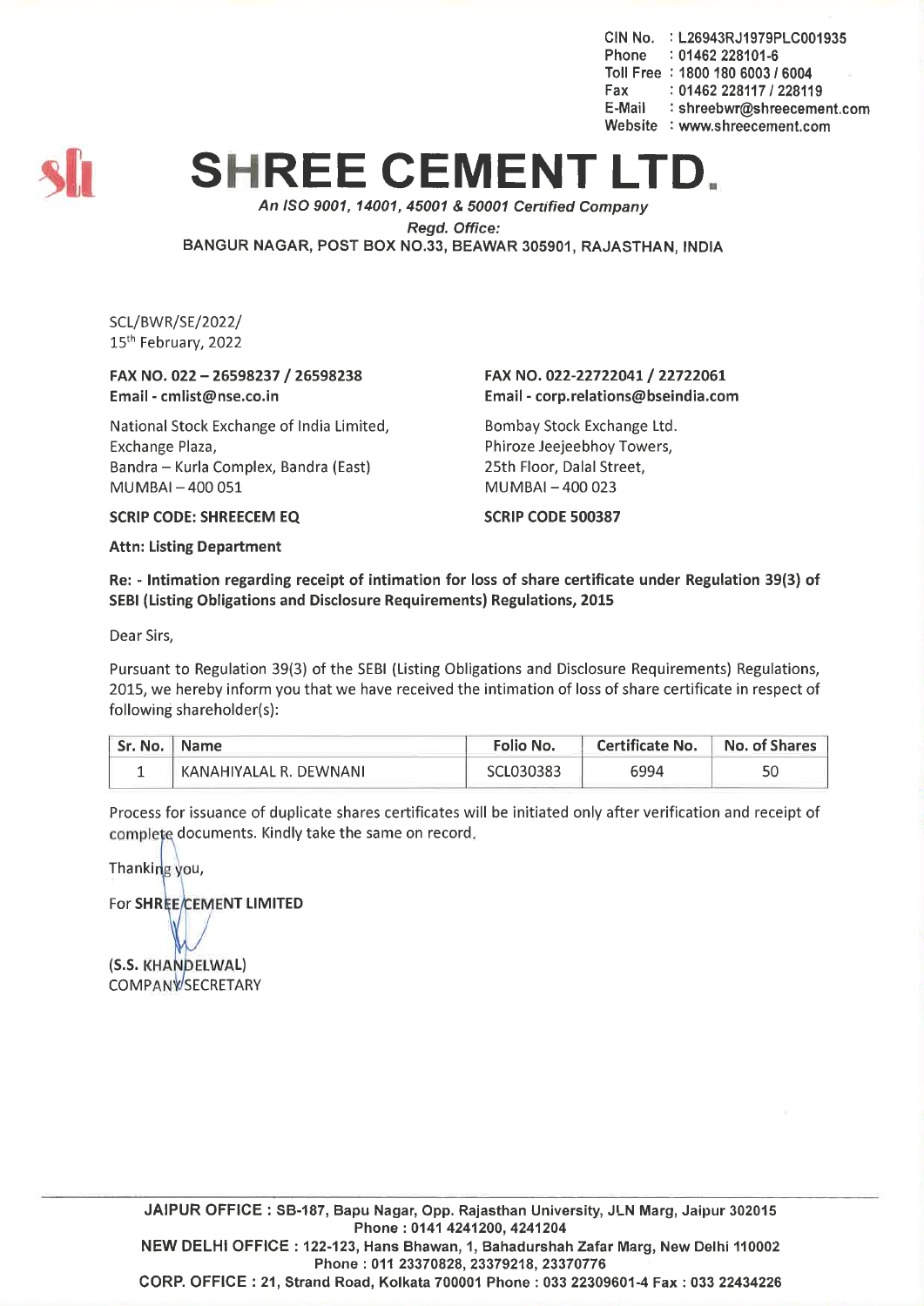CIN No. : L26943RJ1979PLC001935
Phone : 01462 228101-6
Toll Free : 1800 180 6003 / 6004
Fax : 01462 228117 / 228119
E-Mail : shreebwr@shreecement.com
Website : www.shreecement.com

# SHREE CEMENT LTD.

*An ISO 9001, 14001, 45001 & 50001 Certified Company*

*Regd. Office:*

BANGUR NAGAR, POST BOX NO.33, BEAWAR 305901, RAJASTHAN, INDIA

SCL/BWR/SE/2022/
15th February, 2022

**FAX NO. 022 – 26598237 / 26598238**
**Email - cmlist@nse.co.in**

National Stock Exchange of India Limited,
Exchange Plaza,
Bandra – Kurla Complex, Bandra (East)
MUMBAI – 400 051

**SCRIP CODE: SHREECEM EQ**

**FAX NO. 022-22722041 / 22722061**
**Email - corp.relations@bseindia.com**

Bombay Stock Exchange Ltd.
Phiroze Jeejeebhoy Towers,
25th Floor, Dalal Street,
MUMBAI – 400 023

**SCRIP CODE 500387**

**Attn: Listing Department**

**Re: - Intimation regarding receipt of intimation for loss of share certificate under Regulation 39(3) of SEBI (Listing Obligations and Disclosure Requirements) Regulations, 2015**

Dear Sirs,

Pursuant to Regulation 39(3) of the SEBI (Listing Obligations and Disclosure Requirements) Regulations, 2015, we hereby inform you that we have received the intimation of loss of share certificate in respect of following shareholder(s):

| Sr. No. | Name | Folio No. | Certificate No. | No. of Shares |
|---|---|---|---|---|
| 1 | KANAHIYALAL R. DEWNANI | SCL030383 | 6994 | 50 |

Process for issuance of duplicate shares certificates will be initiated only after verification and receipt of complete documents. Kindly take the same on record.

Thanking you,

For **SHREE CEMENT LIMITED**

**(S.S. KHANDELWAL)**
COMPANY SECRETARY

**JAIPUR OFFICE : SB-187, Bapu Nagar, Opp. Rajasthan University, JLN Marg, Jaipur 302015**
**Phone : 0141 4241200, 4241204**
**NEW DELHI OFFICE : 122-123, Hans Bhawan, 1, Bahadurshah Zafar Marg, New Delhi 110002**
**Phone : 011 23370828, 23379218, 23370776**
**CORP. OFFICE : 21, Strand Road, Kolkata 700001 Phone : 033 22309601-4 Fax : 033 22434226**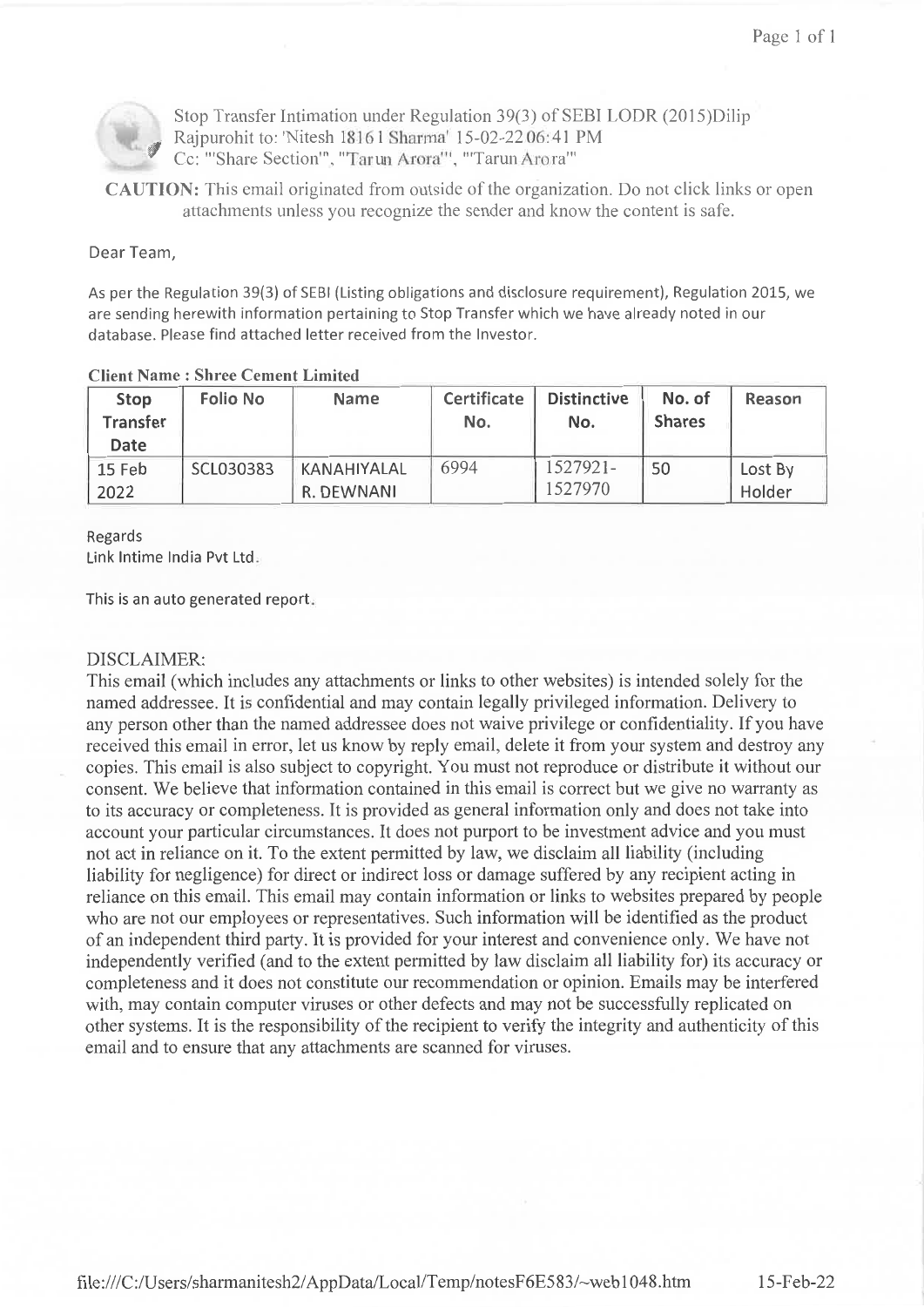Stop Transfer Intimation under Regulation 39(3) of SEBI LODR (2015)Dilip Rajpurohit to: 'Nitesh 18161 Sharma' 15-02-22 06:41 PM
Cc: "'Share Section'", "'Tarun Arora'", "'Tarun Arora'"

**CAUTION:** This email originated from outside of the organization. Do not click links or open attachments unless you recognize the sender and know the content is safe.

Dear Team,

As per the Regulation 39(3) of SEBI (Listing obligations and disclosure requirement), Regulation 2015, we are sending herewith information pertaining to Stop Transfer which we have already noted in our database. Please find attached letter received from the Investor.

**Client Name : Shree Cement Limited**

| Stop Transfer Date | Folio No | Name | Certificate No. | Distinctive No. | No. of Shares | Reason |
|---|---|---|---|---|---|---|
| 15 Feb 2022 | SCL030383 | KANAHIYALAL R. DEWNANI | 6994 | 1527921-1527970 | 50 | Lost By Holder |

Regards
Link Intime India Pvt Ltd.

This is an auto generated report.

DISCLAIMER:
This email (which includes any attachments or links to other websites) is intended solely for the named addressee. It is confidential and may contain legally privileged information. Delivery to any person other than the named addressee does not waive privilege or confidentiality. If you have received this email in error, let us know by reply email, delete it from your system and destroy any copies. This email is also subject to copyright. You must not reproduce or distribute it without our consent. We believe that information contained in this email is correct but we give no warranty as to its accuracy or completeness. It is provided as general information only and does not take into account your particular circumstances. It does not purport to be investment advice and you must not act in reliance on it. To the extent permitted by law, we disclaim all liability (including liability for negligence) for direct or indirect loss or damage suffered by any recipient acting in reliance on this email. This email may contain information or links to websites prepared by people who are not our employees or representatives. Such information will be identified as the product of an independent third party. It is provided for your interest and convenience only. We have not independently verified (and to the extent permitted by law disclaim all liability for) its accuracy or completeness and it does not constitute our recommendation or opinion. Emails may be interfered with, may contain computer viruses or other defects and may not be successfully replicated on other systems. It is the responsibility of the recipient to verify the integrity and authenticity of this email and to ensure that any attachments are scanned for viruses.